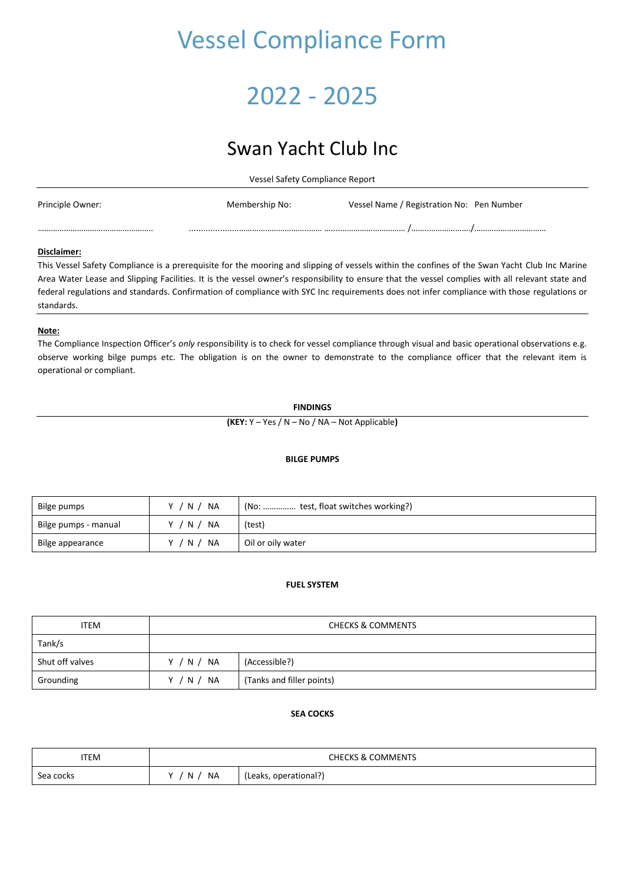# Vessel Compliance Form

# 2022 - 2025

## Swan Yacht Club Inc

Vessel Safety Compliance Report

| Principle Owner: | Membership No: | Vessel Name / Registration No: Pen Number |
|---|---|---|
| …………………………………………….. | ……………………………………………… | ……………………………… /………………………/…………………………… |

**Disclaimer:**

This Vessel Safety Compliance is a prerequisite for the mooring and slipping of vessels within the confines of the Swan Yacht Club Inc Marine Area Water Lease and Slipping Facilities. It is the vessel owner's responsibility to ensure that the vessel complies with all relevant state and federal regulations and standards. Confirmation of compliance with SYC Inc requirements does not infer compliance with those regulations or standards.

**Note:**

The Compliance Inspection Officer's *only* responsibility is to check for vessel compliance through visual and basic operational observations e.g. observe working bilge pumps etc. The obligation is on the owner to demonstrate to the compliance officer that the relevant item is operational or compliant.

**FINDINGS**

**(KEY:** Y – Yes / N – No / NA – Not Applicable**)**

**BILGE PUMPS**

| Bilge pumps | Y / N / NA | (No: …………… test, float switches working?) |
|---|---|---|
| Bilge pumps - manual | Y / N / NA | (test) |
| Bilge appearance | Y / N / NA | Oil or oily water |

**FUEL SYSTEM**

| ITEM | CHECKS & COMMENTS | |
|---|---|---|
| Tank/s | | |
| Shut off valves | Y / N / NA | (Accessible?) |
| Grounding | Y / N / NA | (Tanks and filler points) |

**SEA COCKS**

| ITEM | CHECKS & COMMENTS | |
|---|---|---|
| Sea cocks | Y / N / NA | (Leaks, operational?) |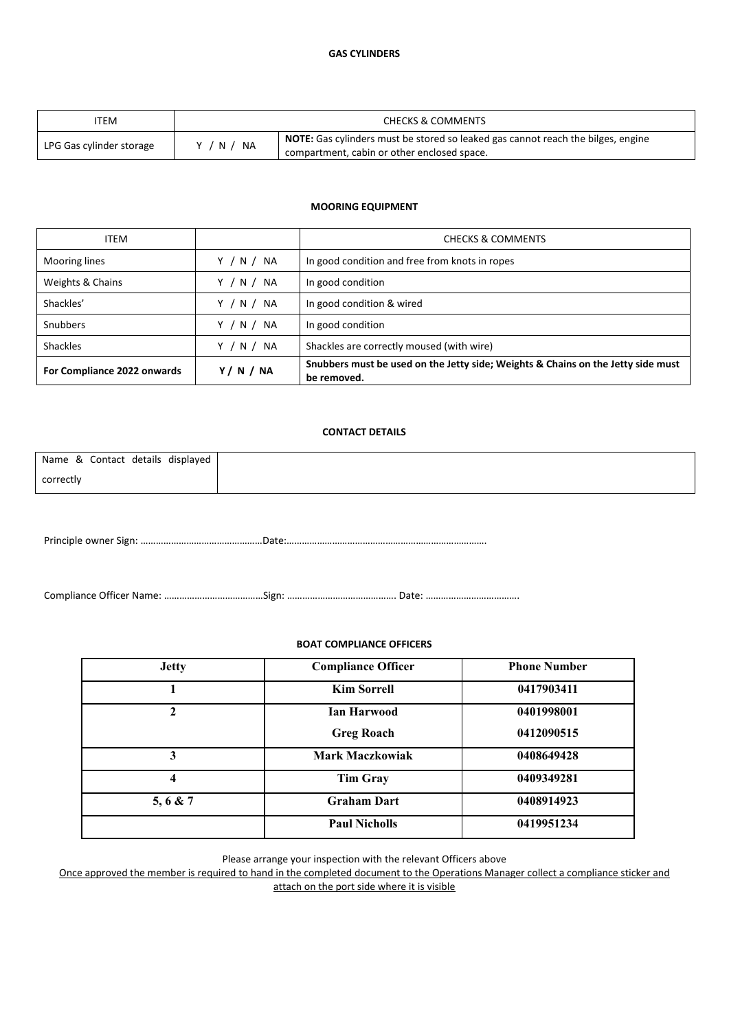### GAS CYLINDERS

| ITEM | CHECKS & COMMENTS | |
|---|---|---|
| LPG Gas cylinder storage | Y / N / NA | **NOTE:** Gas cylinders must be stored so leaked gas cannot reach the bilges, engine compartment, cabin or other enclosed space. |

### MOORING EQUIPMENT

| ITEM | | CHECKS & COMMENTS |
|---|---|---|
| Mooring lines | Y / N / NA | In good condition and free from knots in ropes |
| Weights & Chains | Y / N / NA | In good condition |
| Shackles' | Y / N / NA | In good condition & wired |
| Snubbers | Y / N / NA | In good condition |
| Shackles | Y / N / NA | Shackles are correctly moused (with wire) |
| **For Compliance 2022 onwards** | **Y / N / NA** | **Snubbers must be used on the Jetty side; Weights & Chains on the Jetty side must be removed.** |

### CONTACT DETAILS

| Name & Contact details displayed correctly | |
|---|---|

Principle owner Sign: …………………………………………Date:…………………………………………………………………….

Compliance Officer Name: …………………………………Sign: ……………………………………. Date: ……………………………….

### BOAT COMPLIANCE OFFICERS

| Jetty | Compliance Officer | Phone Number |
|---|---|---|
| 1 | Kim Sorrell | 0417903411 |
| 2 | Ian Harwood<br>Greg Roach | 0401998001<br>0412090515 |
| 3 | Mark Maczkowiak | 0408649428 |
| 4 | Tim Gray | 0409349281 |
| 5, 6 & 7 | Graham Dart | 0408914923 |
| | Paul Nicholls | 0419951234 |

Please arrange your inspection with the relevant Officers above

Once approved the member is required to hand in the completed document to the Operations Manager collect a compliance sticker and attach on the port side where it is visible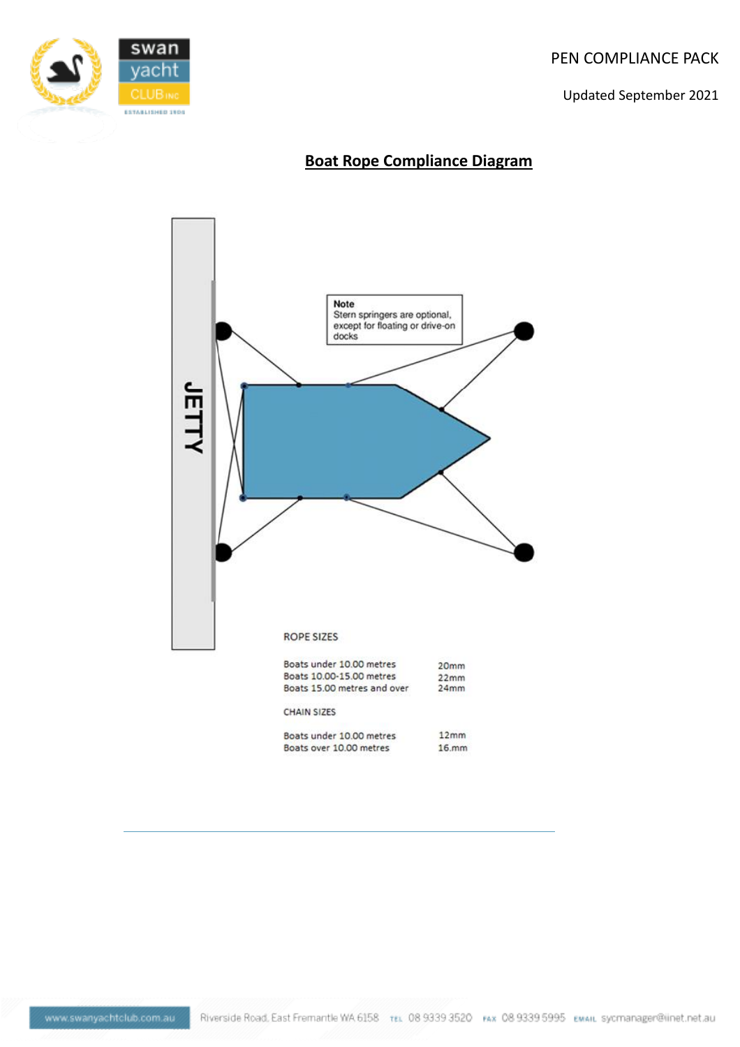## Boat Rope Compliance Diagram

JETTY

**Note**
Stern springers are optional, except for floating or drive-on docks

ROPE SIZES

| | |
|---|---|
| Boats under 10.00 metres | 20mm |
| Boats 10.00-15.00 metres | 22mm |
| Boats 15.00 metres and over | 24mm |

CHAIN SIZES

| | |
|---|---|
| Boats under 10.00 metres | 12mm |
| Boats over 10.00 metres | 16.mm |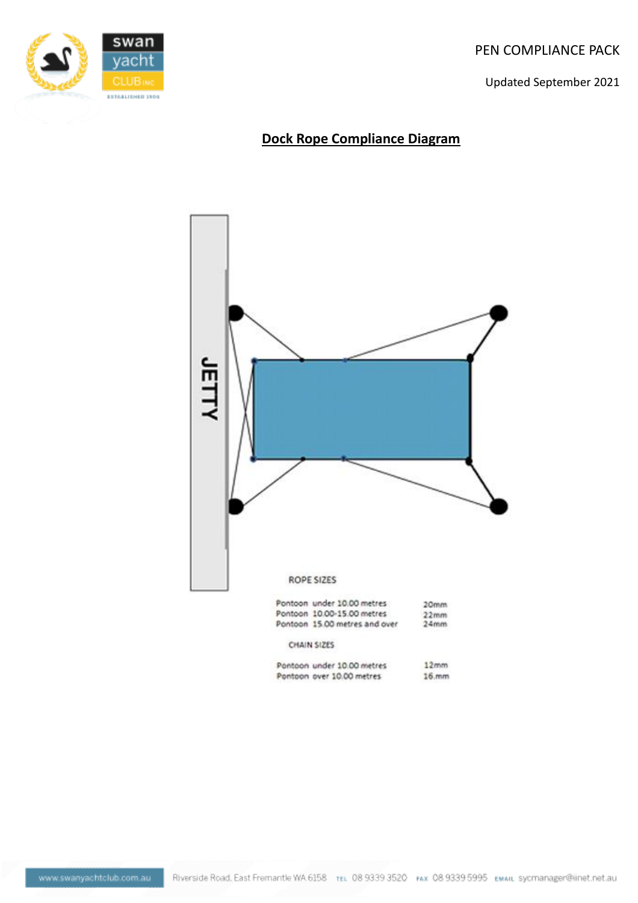## Dock Rope Compliance Diagram

JETTY

ROPE SIZES

| | |
|---|---|
| Pontoon under 10.00 metres | 20mm |
| Pontoon 10.00-15.00 metres | 22mm |
| Pontoon 15.00 metres and over | 24mm |

CHAIN SIZES

| | |
|---|---|
| Pontoon under 10.00 metres | 12mm |
| Pontoon over 10.00 metres | 16.mm |